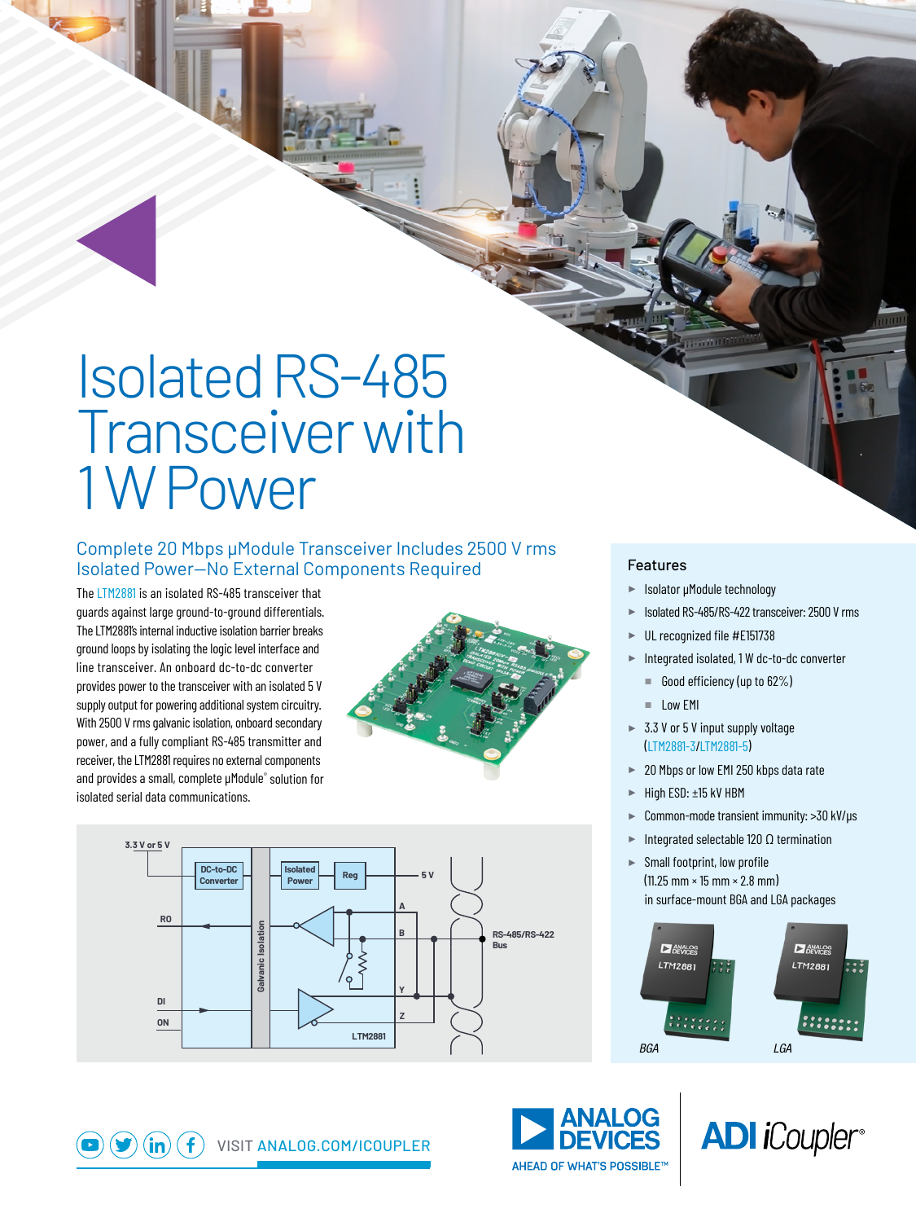# Isolated RS-485 Transceiver with 1 W Power

## Complete 20 Mbps μModule Transceiver Includes 2500 V rms Isolated Power—No External Components Required

The LTM2881 is an isolated RS-485 transceiver that guards against large ground-to-ground differentials. The LTM2881's internal inductive isolation barrier breaks ground loops by isolating the logic level interface and line transceiver. An onboard dc-to-dc converter provides power to the transceiver with an isolated 5 V supply output for powering additional system circuitry. With 2500 V rms galvanic isolation, onboard secondary power, and a fully compliant RS-485 transmitter and receiver, the LTM2881 requires no external components and provides a small, complete μModule® solution for isolated serial data communications.

### Features

- Isolator μModule technology
- Isolated RS-485/RS-422 transceiver: 2500 V rms
- UL recognized file #E151738
- Integrated isolated, 1 W dc-to-dc converter
  - Good efficiency (up to 62%)
  - Low EMI
- 3.3 V or 5 V input supply voltage (LTM2881-3/LTM2881-5)
- 20 Mbps or low EMI 250 kbps data rate
- High ESD: ±15 kV HBM
- Common-mode transient immunity: >30 kV/μs
- Integrated selectable 120 Ω termination
- Small footprint, low profile (11.25 mm × 15 mm × 2.8 mm) in surface-mount BGA and LGA packages

BGA LGA

VISIT ANALOG.COM/ICOUPLER

ANALOG DEVICES
AHEAD OF WHAT'S POSSIBLE™

ADI iCoupler®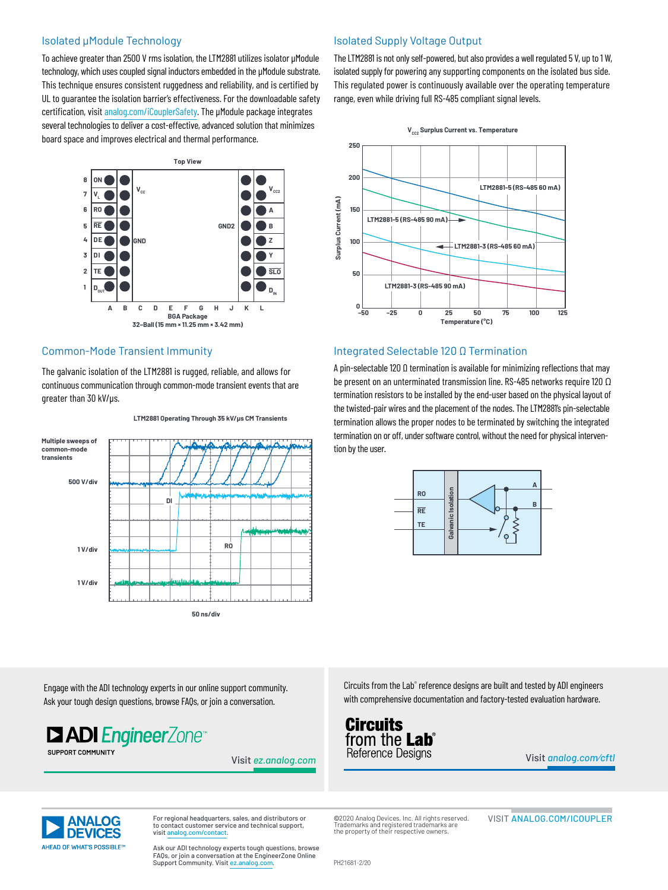## Isolated μModule Technology

To achieve greater than 2500 V rms isolation, the LTM2881 utilizes isolator μModule technology, which uses coupled signal inductors embedded in the μModule substrate. This technique ensures consistent ruggedness and reliability, and is certified by UL to guarantee the isolation barrier's effectiveness. For the downloadable safety certification, visit analog.com/iCouplerSafety. The μModule package integrates several technologies to deliver a cost-effective, advanced solution that minimizes board space and improves electrical and thermal performance.

Top View

8 ON $V_{CC2}$
7 $V_L$ $V_{CC}$
6 RO A
5 $\overline{RE}$ GND2 B
4 DE GND Z
3 DI Y
2 TE $\overline{SLO}$
1 $D_{OUT}$ $D_{IN}$

A B C D E F G H J K L

BGA Package

32-Ball (15 mm × 11.25 mm × 3.42 mm)

## Common-Mode Transient Immunity

The galvanic isolation of the LTM2881 is rugged, reliable, and allows for continuous communication through common-mode transients events that are greater than 30 kV/μs.

LTM2881 Operating Through 35 kV/μs CM Transients

Multiple sweeps of common-mode transients

500 V/div

DI

1 V/div

RO

1 V/div

50 ns/div

## Isolated Supply Voltage Output

The LTM2881 is not only self-powered, but also provides a well regulated 5 V, up to 1 W, isolated supply for powering any supporting components on the isolated bus side. This regulated power is continuously available over the operating temperature range, even while driving full RS-485 compliant signal levels.

$V_{CC2}$ Surplus Current vs. Temperature

Surplus Current (mA)

250
200
150
100
50
0

−50 −25 0 25 50 75 100 125

Temperature (°C)

LTM2881-5 (RS-485 60 mA)

LTM2881-5 (RS-485 90 mA)

LTM2881-3 (RS-485 60 mA)

LTM2881-3 (RS-485 90 mA)

## Integrated Selectable 120 Ω Termination

A pin-selectable 120 Ω termination is available for minimizing reflections that may be present on an unterminated transmission line. RS-485 networks require 120 Ω termination resistors to be installed by the end-user based on the physical layout of the twisted-pair wires and the placement of the nodes. The LTM2881's pin-selectable termination allows the proper nodes to be terminated by switching the integrated termination on or off, under software control, without the need for physical intervention by the user.

RO
$\overline{RE}$
TE
Galvanic Isolation
A
B

Engage with the ADI technology experts in our online support community. Ask your tough design questions, browse FAQs, or join a conversation.

ADI EngineerZone™ SUPPORT COMMUNITY

Visit *ez.analog.com*

Circuits from the Lab® reference designs are built and tested by ADI engineers with comprehensive documentation and factory-tested evaluation hardware.

Circuits from the Lab® Reference Designs

Visit *analog.com/cftl*

ANALOG DEVICES AHEAD OF WHAT'S POSSIBLE™

For regional headquarters, sales, and distributors or to contact customer service and technical support, visit analog.com/contact.

Ask our ADI technology experts tough questions, browse FAQs, or join a conversation at the EngineerZone Online Support Community. Visit ez.analog.com.

©2020 Analog Devices, Inc. All rights reserved. Trademarks and registered trademarks are the property of their respective owners.

PH21681-2/20

VISIT ANALOG.COM/ICOUPLER